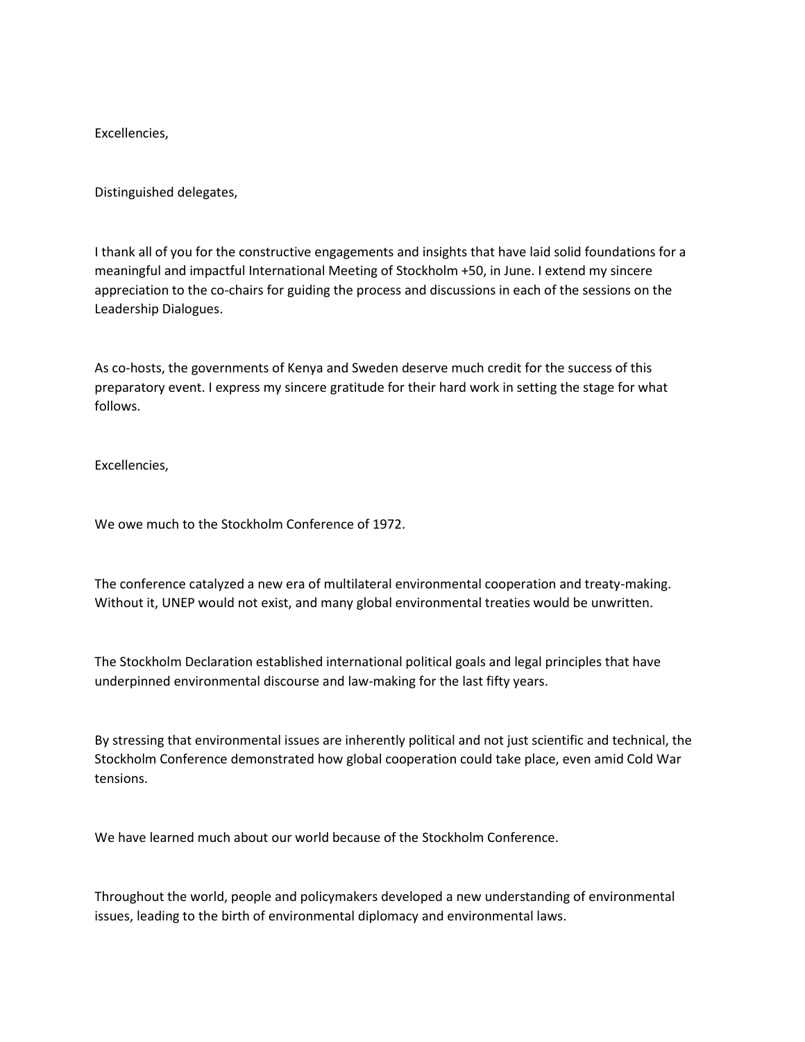Excellencies,

Distinguished delegates,

I thank all of you for the constructive engagements and insights that have laid solid foundations for a meaningful and impactful International Meeting of Stockholm +50, in June. I extend my sincere appreciation to the co-chairs for guiding the process and discussions in each of the sessions on the Leadership Dialogues.

As co-hosts, the governments of Kenya and Sweden deserve much credit for the success of this preparatory event. I express my sincere gratitude for their hard work in setting the stage for what follows.

Excellencies,

We owe much to the Stockholm Conference of 1972.

The conference catalyzed a new era of multilateral environmental cooperation and treaty-making. Without it, UNEP would not exist, and many global environmental treaties would be unwritten.

The Stockholm Declaration established international political goals and legal principles that have underpinned environmental discourse and law-making for the last fifty years.

By stressing that environmental issues are inherently political and not just scientific and technical, the Stockholm Conference demonstrated how global cooperation could take place, even amid Cold War tensions.

We have learned much about our world because of the Stockholm Conference.

Throughout the world, people and policymakers developed a new understanding of environmental issues, leading to the birth of environmental diplomacy and environmental laws.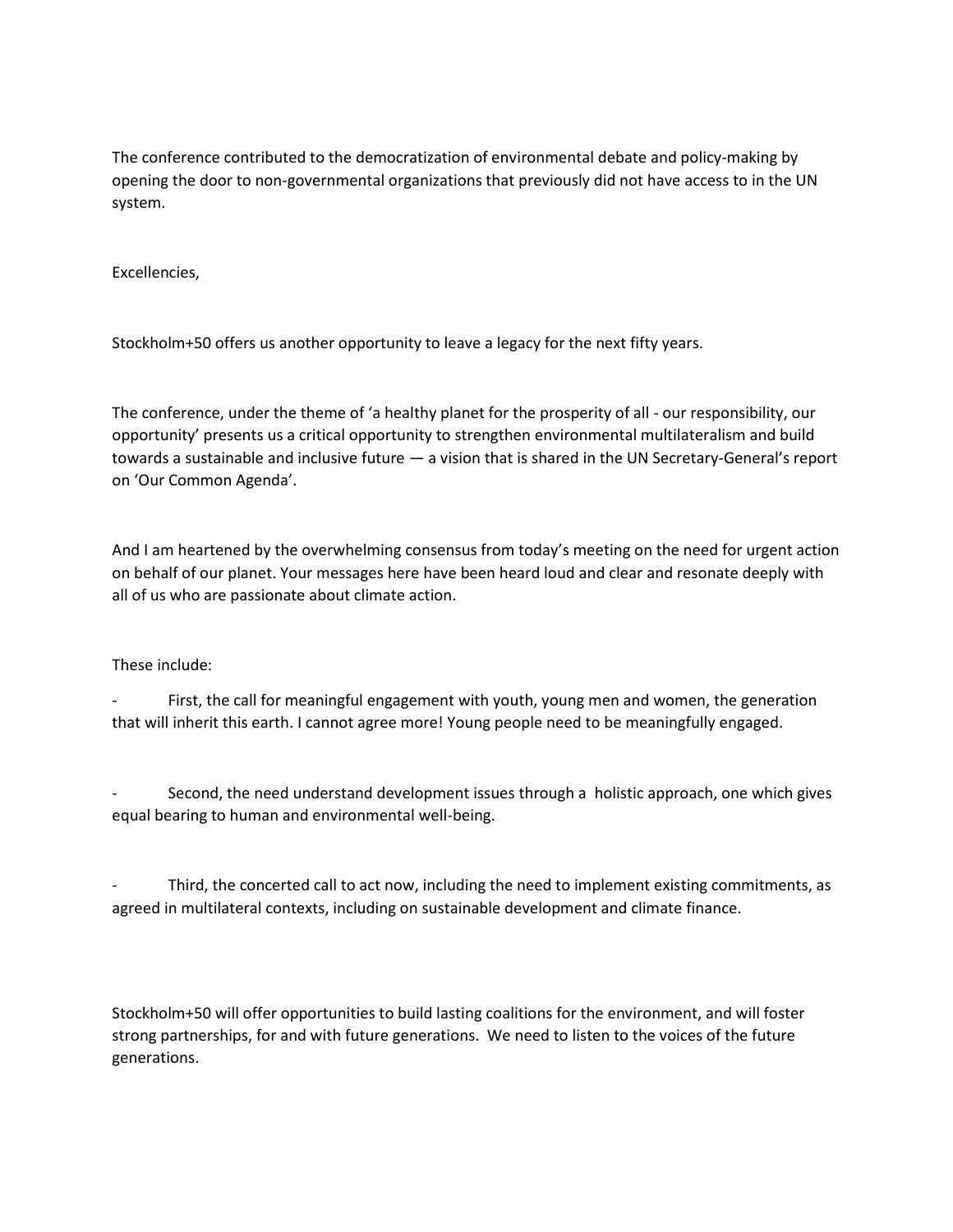The conference contributed to the democratization of environmental debate and policy-making by opening the door to non-governmental organizations that previously did not have access to in the UN system.

Excellencies,

Stockholm+50 offers us another opportunity to leave a legacy for the next fifty years.

The conference, under the theme of 'a healthy planet for the prosperity of all - our responsibility, our opportunity' presents us a critical opportunity to strengthen environmental multilateralism and build towards a sustainable and inclusive future — a vision that is shared in the UN Secretary-General's report on 'Our Common Agenda'.

And I am heartened by the overwhelming consensus from today's meeting on the need for urgent action on behalf of our planet. Your messages here have been heard loud and clear and resonate deeply with all of us who are passionate about climate action.

These include:

- First, the call for meaningful engagement with youth, young men and women, the generation that will inherit this earth. I cannot agree more! Young people need to be meaningfully engaged.

- Second, the need understand development issues through a holistic approach, one which gives equal bearing to human and environmental well-being.

- Third, the concerted call to act now, including the need to implement existing commitments, as agreed in multilateral contexts, including on sustainable development and climate finance.

Stockholm+50 will offer opportunities to build lasting coalitions for the environment, and will foster strong partnerships, for and with future generations. We need to listen to the voices of the future generations.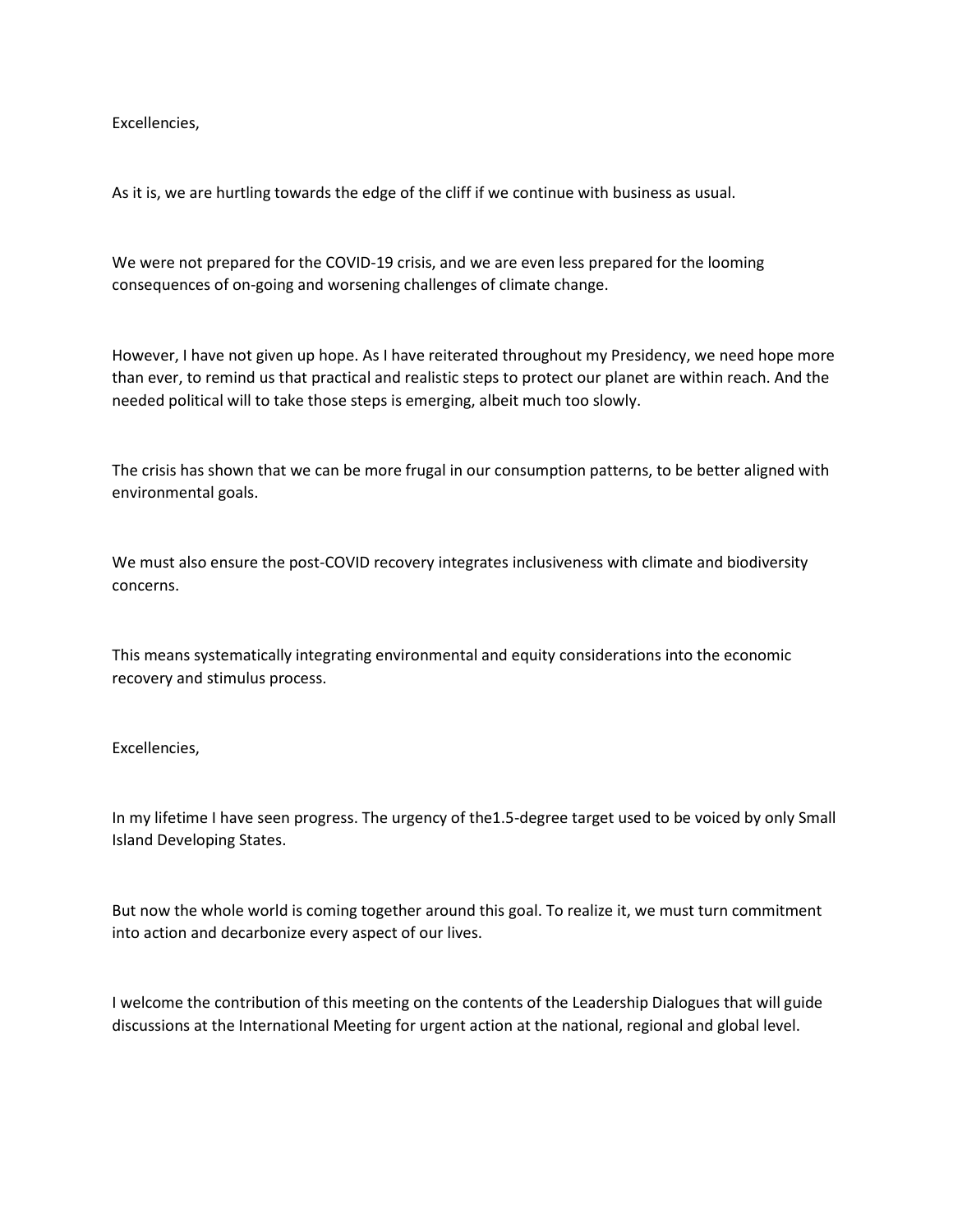Excellencies,

As it is, we are hurtling towards the edge of the cliff if we continue with business as usual.

We were not prepared for the COVID-19 crisis, and we are even less prepared for the looming consequences of on-going and worsening challenges of climate change.

However, I have not given up hope. As I have reiterated throughout my Presidency, we need hope more than ever, to remind us that practical and realistic steps to protect our planet are within reach. And the needed political will to take those steps is emerging, albeit much too slowly.

The crisis has shown that we can be more frugal in our consumption patterns, to be better aligned with environmental goals.

We must also ensure the post-COVID recovery integrates inclusiveness with climate and biodiversity concerns.

This means systematically integrating environmental and equity considerations into the economic recovery and stimulus process.

Excellencies,

In my lifetime I have seen progress. The urgency of the1.5-degree target used to be voiced by only Small Island Developing States.

But now the whole world is coming together around this goal. To realize it, we must turn commitment into action and decarbonize every aspect of our lives.

I welcome the contribution of this meeting on the contents of the Leadership Dialogues that will guide discussions at the International Meeting for urgent action at the national, regional and global level.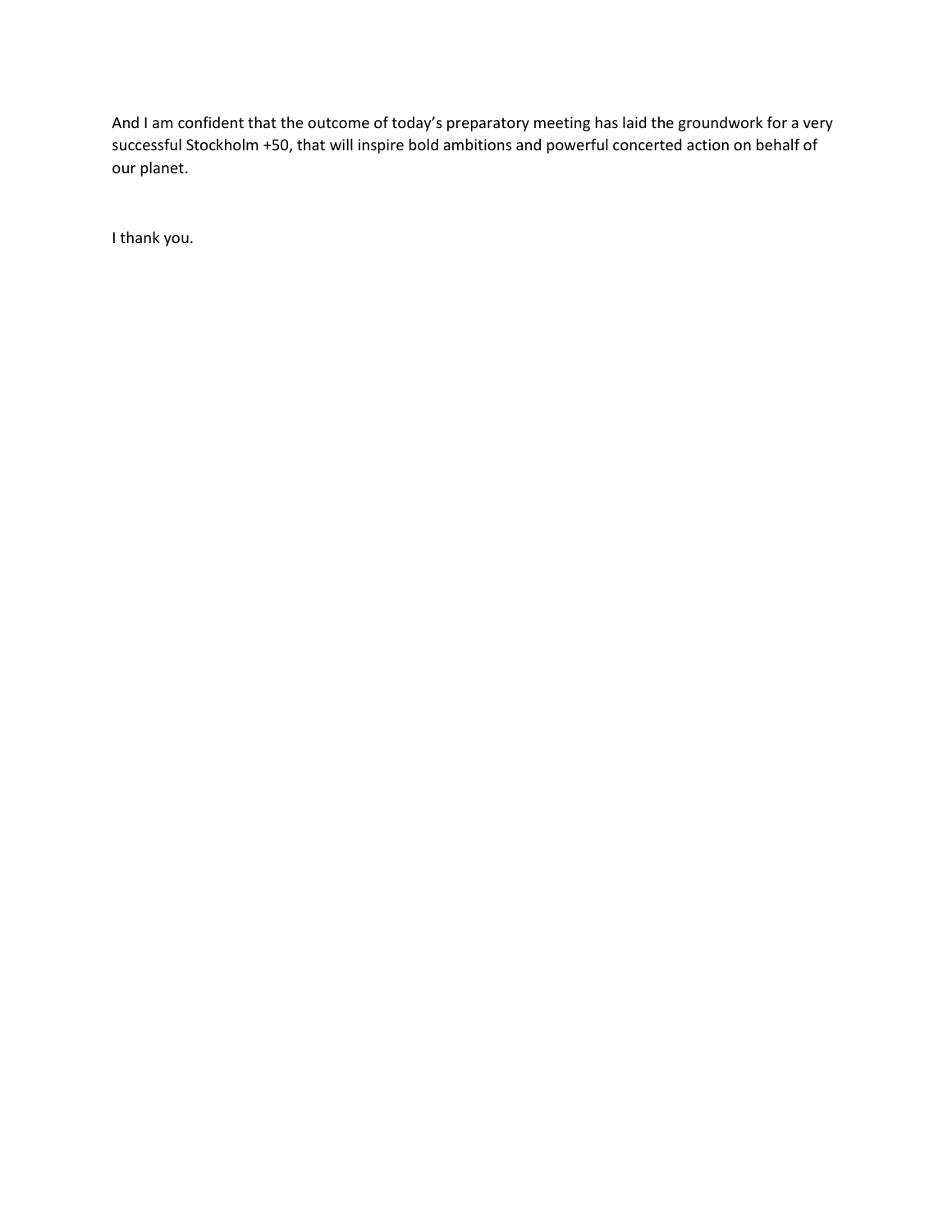And I am confident that the outcome of today's preparatory meeting has laid the groundwork for a very successful Stockholm +50, that will inspire bold ambitions and powerful concerted action on behalf of our planet.

I thank you.